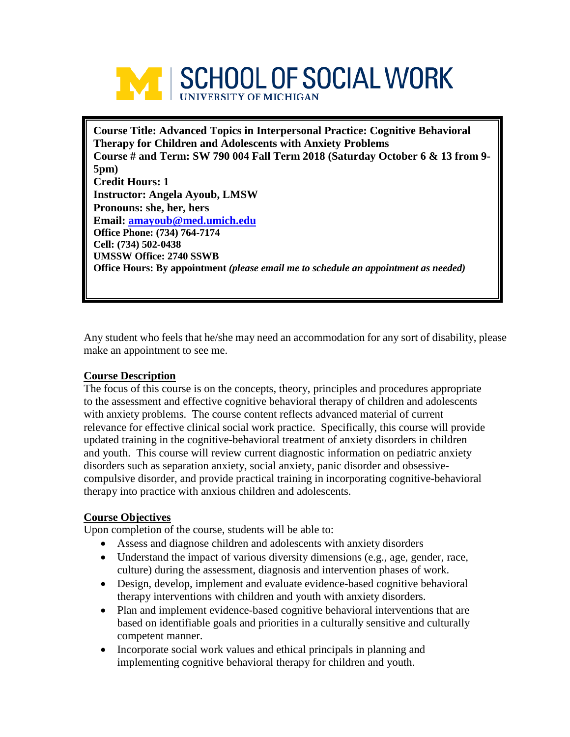# SCHOOL OF SOCIAL WORK
UNIVERSITY OF MICHIGAN

**Course Title: Advanced Topics in Interpersonal Practice: Cognitive Behavioral Therapy for Children and Adolescents with Anxiety Problems**
**Course # and Term: SW 790 004 Fall Term 2018 (Saturday October 6 & 13 from 9-5pm)**
**Credit Hours: 1**
**Instructor: Angela Ayoub, LMSW**
**Pronouns: she, her, hers**
**Email: [amayoub@med.umich.edu](mailto:amayoub@med.umich.edu)**
**Office Phone: (734) 764-7174**
**Cell: (734) 502-0438**
**UMSSW Office: 2740 SSWB**
**Office Hours: By appointment** ***(please email me to schedule an appointment as needed)***

Any student who feels that he/she may need an accommodation for any sort of disability, please make an appointment to see me.

## Course Description

The focus of this course is on the concepts, theory, principles and procedures appropriate to the assessment and effective cognitive behavioral therapy of children and adolescents with anxiety problems. The course content reflects advanced material of current relevance for effective clinical social work practice. Specifically, this course will provide updated training in the cognitive-behavioral treatment of anxiety disorders in children and youth. This course will review current diagnostic information on pediatric anxiety disorders such as separation anxiety, social anxiety, panic disorder and obsessive-compulsive disorder, and provide practical training in incorporating cognitive-behavioral therapy into practice with anxious children and adolescents.

## Course Objectives

Upon completion of the course, students will be able to:

- Assess and diagnose children and adolescents with anxiety disorders
- Understand the impact of various diversity dimensions (e.g., age, gender, race, culture) during the assessment, diagnosis and intervention phases of work.
- Design, develop, implement and evaluate evidence-based cognitive behavioral therapy interventions with children and youth with anxiety disorders.
- Plan and implement evidence-based cognitive behavioral interventions that are based on identifiable goals and priorities in a culturally sensitive and culturally competent manner.
- Incorporate social work values and ethical principals in planning and implementing cognitive behavioral therapy for children and youth.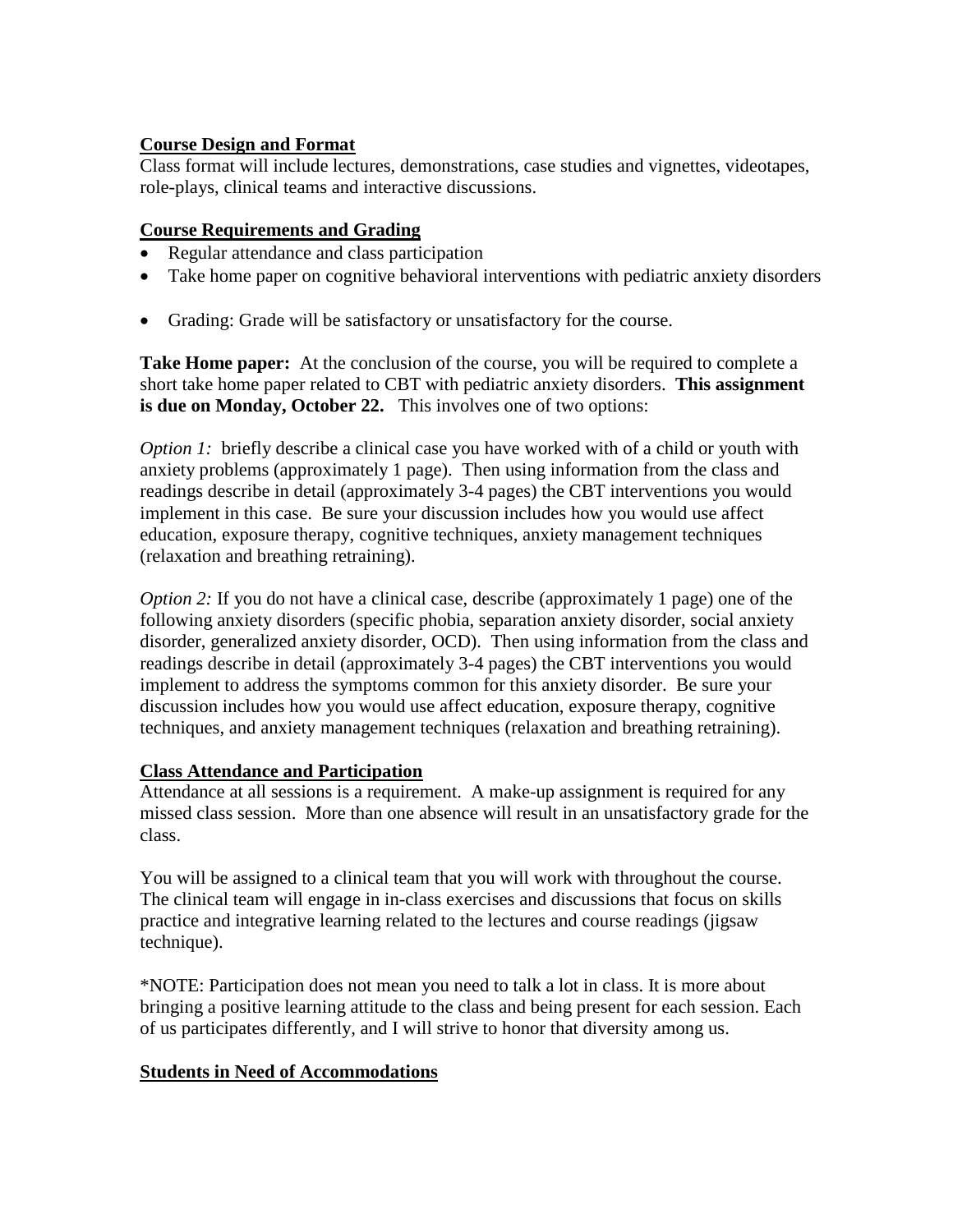## Course Design and Format

Class format will include lectures, demonstrations, case studies and vignettes, videotapes, role-plays, clinical teams and interactive discussions.

## Course Requirements and Grading

- Regular attendance and class participation
- Take home paper on cognitive behavioral interventions with pediatric anxiety disorders
- Grading: Grade will be satisfactory or unsatisfactory for the course.

**Take Home paper:** At the conclusion of the course, you will be required to complete a short take home paper related to CBT with pediatric anxiety disorders. **This assignment is due on Monday, October 22.** This involves one of two options:

*Option 1:* briefly describe a clinical case you have worked with of a child or youth with anxiety problems (approximately 1 page). Then using information from the class and readings describe in detail (approximately 3-4 pages) the CBT interventions you would implement in this case. Be sure your discussion includes how you would use affect education, exposure therapy, cognitive techniques, anxiety management techniques (relaxation and breathing retraining).

*Option 2:* If you do not have a clinical case, describe (approximately 1 page) one of the following anxiety disorders (specific phobia, separation anxiety disorder, social anxiety disorder, generalized anxiety disorder, OCD). Then using information from the class and readings describe in detail (approximately 3-4 pages) the CBT interventions you would implement to address the symptoms common for this anxiety disorder. Be sure your discussion includes how you would use affect education, exposure therapy, cognitive techniques, and anxiety management techniques (relaxation and breathing retraining).

## Class Attendance and Participation

Attendance at all sessions is a requirement. A make-up assignment is required for any missed class session. More than one absence will result in an unsatisfactory grade for the class.

You will be assigned to a clinical team that you will work with throughout the course. The clinical team will engage in in-class exercises and discussions that focus on skills practice and integrative learning related to the lectures and course readings (jigsaw technique).

*NOTE: Participation does not mean you need to talk a lot in class. It is more about bringing a positive learning attitude to the class and being present for each session. Each of us participates differently, and I will strive to honor that diversity among us.

## Students in Need of Accommodations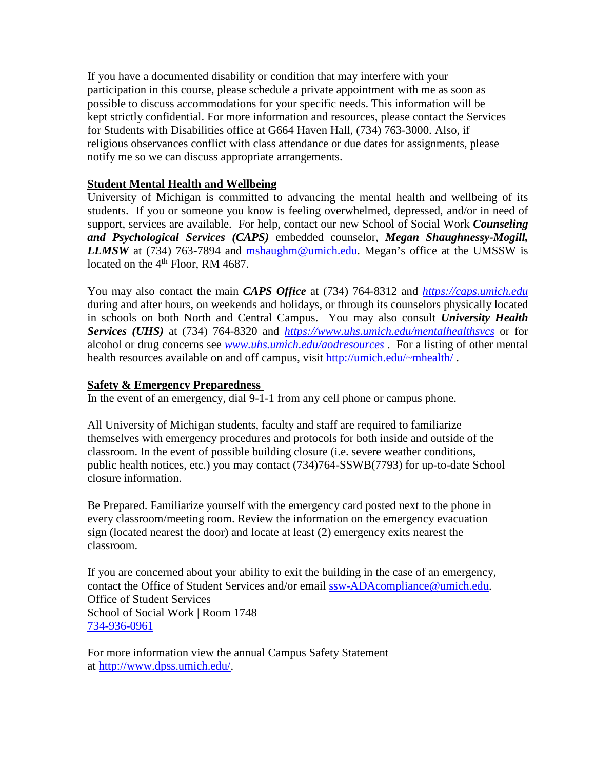If you have a documented disability or condition that may interfere with your participation in this course, please schedule a private appointment with me as soon as possible to discuss accommodations for your specific needs. This information will be kept strictly confidential. For more information and resources, please contact the Services for Students with Disabilities office at G664 Haven Hall, (734) 763-3000. Also, if religious observances conflict with class attendance or due dates for assignments, please notify me so we can discuss appropriate arrangements.

**Student Mental Health and Wellbeing**

University of Michigan is committed to advancing the mental health and wellbeing of its students. If you or someone you know is feeling overwhelmed, depressed, and/or in need of support, services are available. For help, contact our new School of Social Work ***Counseling and Psychological Services (CAPS)*** embedded counselor, ***Megan Shaughnessy-Mogill, LLMSW*** at (734) 763-7894 and [mshaughm@umich.edu](mailto:mshaughm@umich.edu). Megan's office at the UMSSW is located on the 4th Floor, RM 4687.

You may also contact the main ***CAPS Office*** at (734) 764-8312 and [*https://caps.umich.edu*](https://caps.umich.edu) during and after hours, on weekends and holidays, or through its counselors physically located in schools on both North and Central Campus. You may also consult ***University Health Services (UHS)*** at (734) 764-8320 and [*https://www.uhs.umich.edu/mentalhealthsvcs*](https://www.uhs.umich.edu/mentalhealthsvcs) or for alcohol or drug concerns see [*www.uhs.umich.edu/aodresources*](www.uhs.umich.edu/aodresources) . For a listing of other mental health resources available on and off campus, visit [http://umich.edu/~mhealth/](http://umich.edu/~mhealth/) .

**Safety & Emergency Preparedness**

In the event of an emergency, dial 9-1-1 from any cell phone or campus phone.

All University of Michigan students, faculty and staff are required to familiarize themselves with emergency procedures and protocols for both inside and outside of the classroom. In the event of possible building closure (i.e. severe weather conditions, public health notices, etc.) you may contact (734)764-SSWB(7793) for up-to-date School closure information.

Be Prepared. Familiarize yourself with the emergency card posted next to the phone in every classroom/meeting room. Review the information on the emergency evacuation sign (located nearest the door) and locate at least (2) emergency exits nearest the classroom.

If you are concerned about your ability to exit the building in the case of an emergency, contact the Office of Student Services and/or email [ssw-ADAcompliance@umich.edu](mailto:ssw-ADAcompliance@umich.edu).
Office of Student Services
School of Social Work | Room 1748
734-936-0961

For more information view the annual Campus Safety Statement at [http://www.dpss.umich.edu/](http://www.dpss.umich.edu/).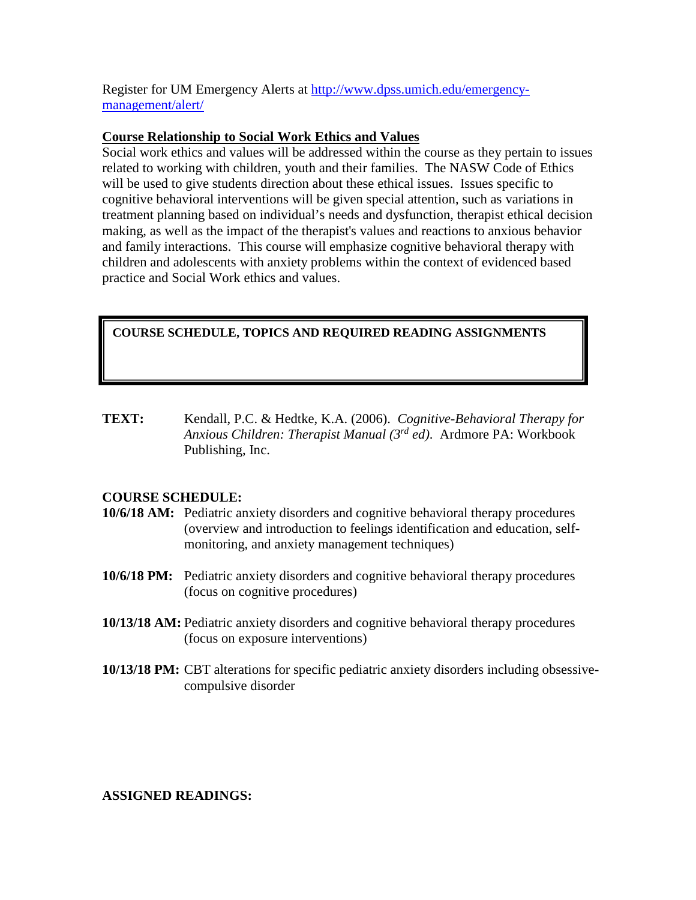Register for UM Emergency Alerts at [http://www.dpss.umich.edu/emergency-management/alert/](http://www.dpss.umich.edu/emergency-management/alert/)

## Course Relationship to Social Work Ethics and Values

Social work ethics and values will be addressed within the course as they pertain to issues related to working with children, youth and their families. The NASW Code of Ethics will be used to give students direction about these ethical issues. Issues specific to cognitive behavioral interventions will be given special attention, such as variations in treatment planning based on individual's needs and dysfunction, therapist ethical decision making, as well as the impact of the therapist's values and reactions to anxious behavior and family interactions. This course will emphasize cognitive behavioral therapy with children and adolescents with anxiety problems within the context of evidenced based practice and Social Work ethics and values.

## COURSE SCHEDULE, TOPICS AND REQUIRED READING ASSIGNMENTS

**TEXT:** Kendall, P.C. & Hedtke, K.A. (2006). *Cognitive-Behavioral Therapy for Anxious Children: Therapist Manual (3rd ed)*. Ardmore PA: Workbook Publishing, Inc.

**COURSE SCHEDULE:**

**10/6/18 AM:** Pediatric anxiety disorders and cognitive behavioral therapy procedures (overview and introduction to feelings identification and education, self-monitoring, and anxiety management techniques)

**10/6/18 PM:** Pediatric anxiety disorders and cognitive behavioral therapy procedures (focus on cognitive procedures)

**10/13/18 AM:** Pediatric anxiety disorders and cognitive behavioral therapy procedures (focus on exposure interventions)

**10/13/18 PM:** CBT alterations for specific pediatric anxiety disorders including obsessive-compulsive disorder

**ASSIGNED READINGS:**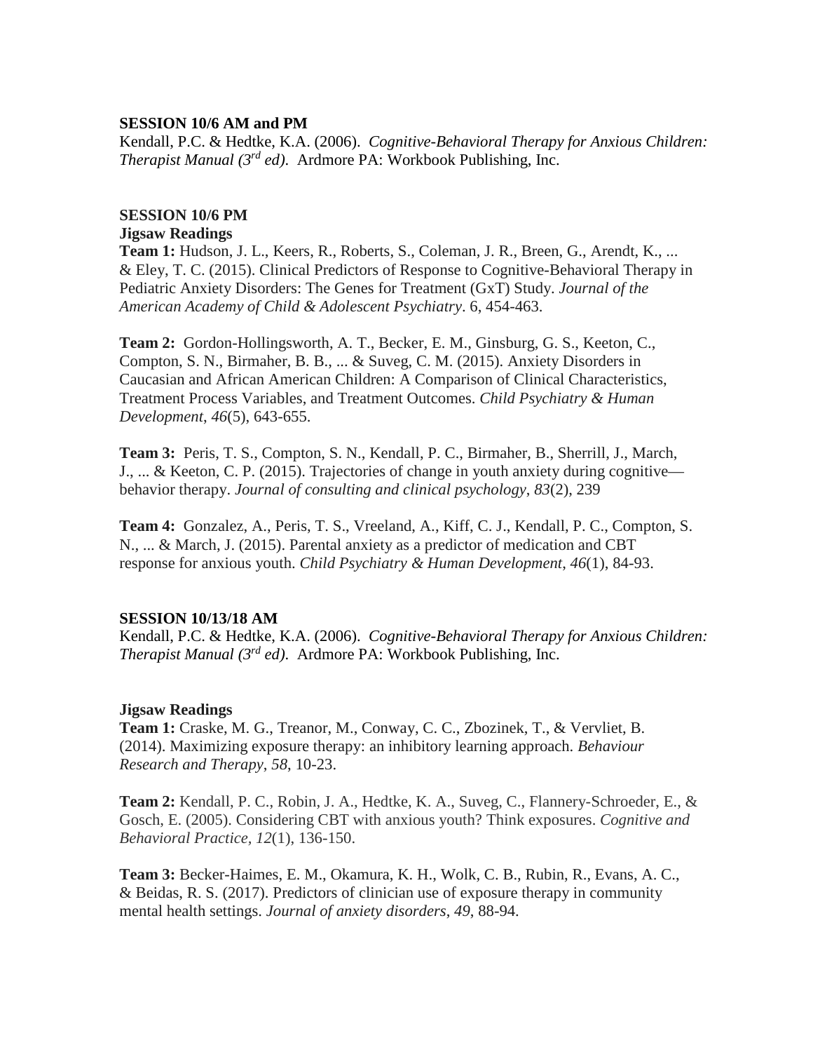**SESSION 10/6 AM and PM**

Kendall, P.C. & Hedtke, K.A. (2006). *Cognitive-Behavioral Therapy for Anxious Children: Therapist Manual (3rd ed).* Ardmore PA: Workbook Publishing, Inc.

**SESSION 10/6 PM**

**Jigsaw Readings**

**Team 1:** Hudson, J. L., Keers, R., Roberts, S., Coleman, J. R., Breen, G., Arendt, K., ... & Eley, T. C. (2015). Clinical Predictors of Response to Cognitive-Behavioral Therapy in Pediatric Anxiety Disorders: The Genes for Treatment (GxT) Study. *Journal of the American Academy of Child & Adolescent Psychiatry*. 6, 454-463.

**Team 2:** Gordon-Hollingsworth, A. T., Becker, E. M., Ginsburg, G. S., Keeton, C., Compton, S. N., Birmaher, B. B., ... & Suveg, C. M. (2015). Anxiety Disorders in Caucasian and African American Children: A Comparison of Clinical Characteristics, Treatment Process Variables, and Treatment Outcomes. *Child Psychiatry & Human Development*, *46*(5), 643-655.

**Team 3:** Peris, T. S., Compton, S. N., Kendall, P. C., Birmaher, B., Sherrill, J., March, J., ... & Keeton, C. P. (2015). Trajectories of change in youth anxiety during cognitive—behavior therapy. *Journal of consulting and clinical psychology*, *83*(2), 239

**Team 4:** Gonzalez, A., Peris, T. S., Vreeland, A., Kiff, C. J., Kendall, P. C., Compton, S. N., ... & March, J. (2015). Parental anxiety as a predictor of medication and CBT response for anxious youth. *Child Psychiatry & Human Development*, *46*(1), 84-93.

**SESSION 10/13/18 AM**

Kendall, P.C. & Hedtke, K.A. (2006). *Cognitive-Behavioral Therapy for Anxious Children: Therapist Manual (3rd ed).* Ardmore PA: Workbook Publishing, Inc.

**Jigsaw Readings**

**Team 1:** Craske, M. G., Treanor, M., Conway, C. C., Zbozinek, T., & Vervliet, B. (2014). Maximizing exposure therapy: an inhibitory learning approach. *Behaviour Research and Therapy*, *58*, 10-23.

**Team 2:** Kendall, P. C., Robin, J. A., Hedtke, K. A., Suveg, C., Flannery-Schroeder, E., & Gosch, E. (2005). Considering CBT with anxious youth? Think exposures. *Cognitive and Behavioral Practice*, *12*(1), 136-150.

**Team 3:** Becker-Haimes, E. M., Okamura, K. H., Wolk, C. B., Rubin, R., Evans, A. C., & Beidas, R. S. (2017). Predictors of clinician use of exposure therapy in community mental health settings. *Journal of anxiety disorders*, *49*, 88-94.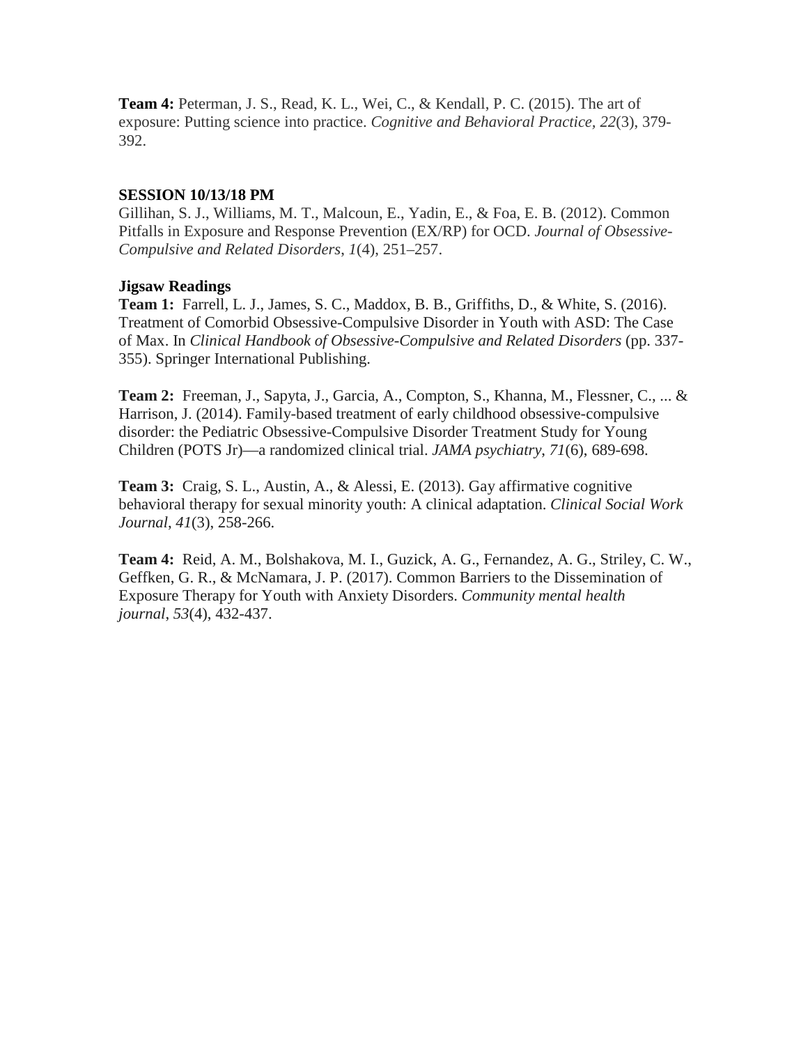**Team 4:** Peterman, J. S., Read, K. L., Wei, C., & Kendall, P. C. (2015). The art of exposure: Putting science into practice. *Cognitive and Behavioral Practice, 22*(3), 379-392.

**SESSION 10/13/18 PM**

Gillihan, S. J., Williams, M. T., Malcoun, E., Yadin, E., & Foa, E. B. (2012). Common Pitfalls in Exposure and Response Prevention (EX/RP) for OCD. *Journal of Obsessive-Compulsive and Related Disorders*, *1*(4), 251–257.

**Jigsaw Readings**

**Team 1:** Farrell, L. J., James, S. C., Maddox, B. B., Griffiths, D., & White, S. (2016). Treatment of Comorbid Obsessive-Compulsive Disorder in Youth with ASD: The Case of Max. In *Clinical Handbook of Obsessive-Compulsive and Related Disorders* (pp. 337-355). Springer International Publishing.

**Team 2:** Freeman, J., Sapyta, J., Garcia, A., Compton, S., Khanna, M., Flessner, C., ... & Harrison, J. (2014). Family-based treatment of early childhood obsessive-compulsive disorder: the Pediatric Obsessive-Compulsive Disorder Treatment Study for Young Children (POTS Jr)—a randomized clinical trial. *JAMA psychiatry*, *71*(6), 689-698.

**Team 3:** Craig, S. L., Austin, A., & Alessi, E. (2013). Gay affirmative cognitive behavioral therapy for sexual minority youth: A clinical adaptation. *Clinical Social Work Journal*, *41*(3), 258-266.

**Team 4:** Reid, A. M., Bolshakova, M. I., Guzick, A. G., Fernandez, A. G., Striley, C. W., Geffken, G. R., & McNamara, J. P. (2017). Common Barriers to the Dissemination of Exposure Therapy for Youth with Anxiety Disorders. *Community mental health journal*, *53*(4), 432-437.